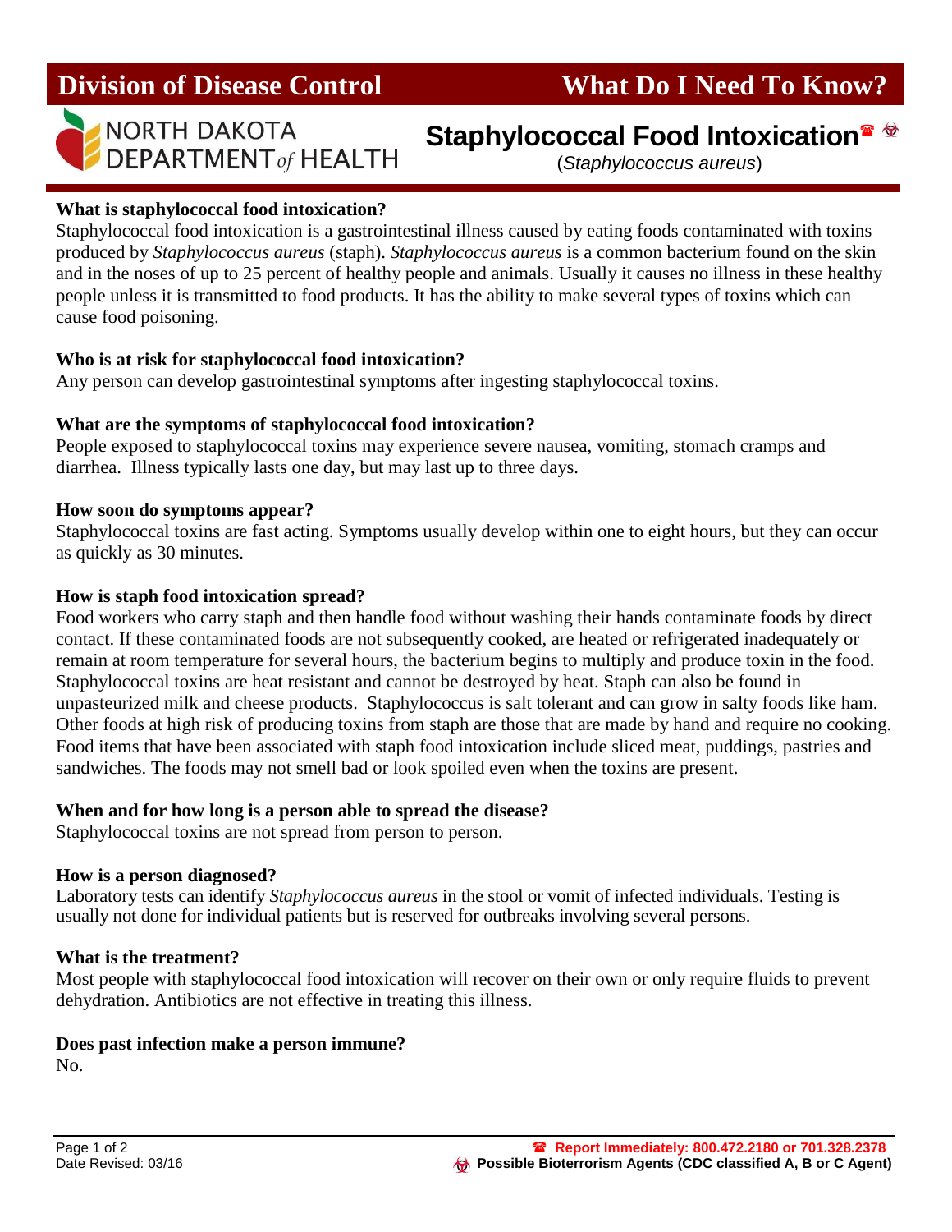# Division of Disease Control — What Do I Need To Know?

NORTH DAKOTA DEPARTMENT *of* HEALTH

## Staphylococcal Food Intoxication ☎ ☣

(*Staphylococcus aureus*)

**What is staphylococcal food intoxication?**

Staphylococcal food intoxication is a gastrointestinal illness caused by eating foods contaminated with toxins produced by *Staphylococcus aureus* (staph). *Staphylococcus aureus* is a common bacterium found on the skin and in the noses of up to 25 percent of healthy people and animals. Usually it causes no illness in these healthy people unless it is transmitted to food products. It has the ability to make several types of toxins which can cause food poisoning.

**Who is at risk for staphylococcal food intoxication?**

Any person can develop gastrointestinal symptoms after ingesting staphylococcal toxins.

**What are the symptoms of staphylococcal food intoxication?**

People exposed to staphylococcal toxins may experience severe nausea, vomiting, stomach cramps and diarrhea. Illness typically lasts one day, but may last up to three days.

**How soon do symptoms appear?**

Staphylococcal toxins are fast acting. Symptoms usually develop within one to eight hours, but they can occur as quickly as 30 minutes.

**How is staph food intoxication spread?**

Food workers who carry staph and then handle food without washing their hands contaminate foods by direct contact. If these contaminated foods are not subsequently cooked, are heated or refrigerated inadequately or remain at room temperature for several hours, the bacterium begins to multiply and produce toxin in the food. Staphylococcal toxins are heat resistant and cannot be destroyed by heat. Staph can also be found in unpasteurized milk and cheese products. Staphylococcus is salt tolerant and can grow in salty foods like ham. Other foods at high risk of producing toxins from staph are those that are made by hand and require no cooking. Food items that have been associated with staph food intoxication include sliced meat, puddings, pastries and sandwiches. The foods may not smell bad or look spoiled even when the toxins are present.

**When and for how long is a person able to spread the disease?**

Staphylococcal toxins are not spread from person to person.

**How is a person diagnosed?**

Laboratory tests can identify *Staphylococcus aureus* in the stool or vomit of infected individuals. Testing is usually not done for individual patients but is reserved for outbreaks involving several persons.

**What is the treatment?**

Most people with staphylococcal food intoxication will recover on their own or only require fluids to prevent dehydration. Antibiotics are not effective in treating this illness.

**Does past infection make a person immune?**

No.

Date Revised: 03/16

☎ **Report Immediately: 800.472.2180 or 701.328.2378**

☣ **Possible Bioterrorism Agents (CDC classified A, B or C Agent)**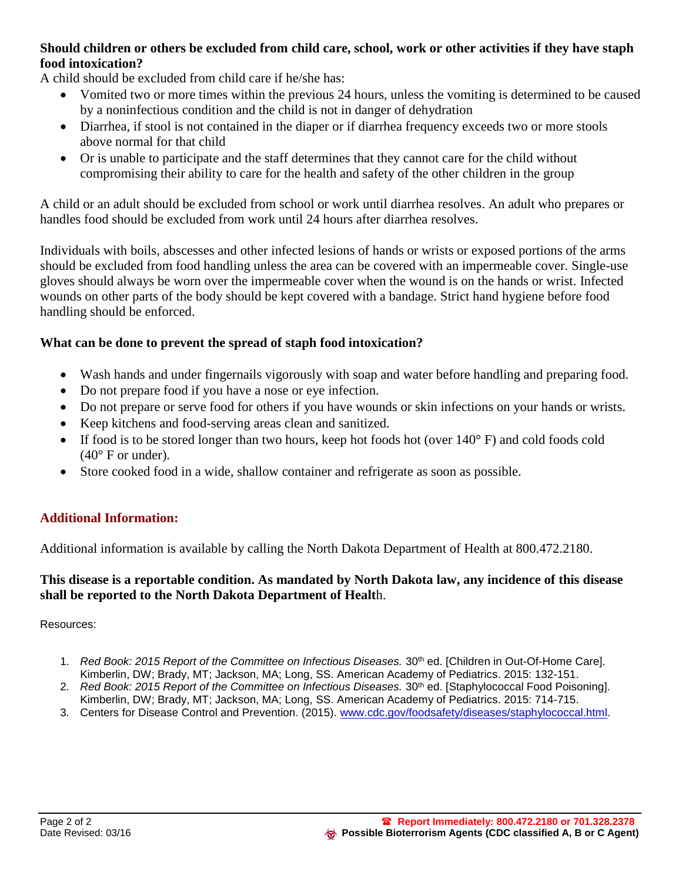**Should children or others be excluded from child care, school, work or other activities if they have staph food intoxication?**

A child should be excluded from child care if he/she has:

- Vomited two or more times within the previous 24 hours, unless the vomiting is determined to be caused by a noninfectious condition and the child is not in danger of dehydration
- Diarrhea, if stool is not contained in the diaper or if diarrhea frequency exceeds two or more stools above normal for that child
- Or is unable to participate and the staff determines that they cannot care for the child without compromising their ability to care for the health and safety of the other children in the group

A child or an adult should be excluded from school or work until diarrhea resolves. An adult who prepares or handles food should be excluded from work until 24 hours after diarrhea resolves.

Individuals with boils, abscesses and other infected lesions of hands or wrists or exposed portions of the arms should be excluded from food handling unless the area can be covered with an impermeable cover. Single-use gloves should always be worn over the impermeable cover when the wound is on the hands or wrist. Infected wounds on other parts of the body should be kept covered with a bandage. Strict hand hygiene before food handling should be enforced.

**What can be done to prevent the spread of staph food intoxication?**

- Wash hands and under fingernails vigorously with soap and water before handling and preparing food.
- Do not prepare food if you have a nose or eye infection.
- Do not prepare or serve food for others if you have wounds or skin infections on your hands or wrists.
- Keep kitchens and food-serving areas clean and sanitized.
- If food is to be stored longer than two hours, keep hot foods hot (over 140° F) and cold foods cold (40° F or under).
- Store cooked food in a wide, shallow container and refrigerate as soon as possible.

## Additional Information:

Additional information is available by calling the North Dakota Department of Health at 800.472.2180.

**This disease is a reportable condition. As mandated by North Dakota law, any incidence of this disease shall be reported to the North Dakota Department of Health.**

Resources:

1. *Red Book: 2015 Report of the Committee on Infectious Diseases.* 30th ed. [Children in Out-Of-Home Care]. Kimberlin, DW; Brady, MT; Jackson, MA; Long, SS. American Academy of Pediatrics. 2015: 132-151.
2. *Red Book: 2015 Report of the Committee on Infectious Diseases.* 30th ed. [Staphylococcal Food Poisoning]. Kimberlin, DW; Brady, MT; Jackson, MA; Long, SS. American Academy of Pediatrics. 2015: 714-715.
3. Centers for Disease Control and Prevention. (2015). www.cdc.gov/foodsafety/diseases/staphylococcal.html.

Date Revised: 03/16

**Report Immediately: 800.472.2180 or 701.328.2378**

**Possible Bioterrorism Agents (CDC classified A, B or C Agent)**